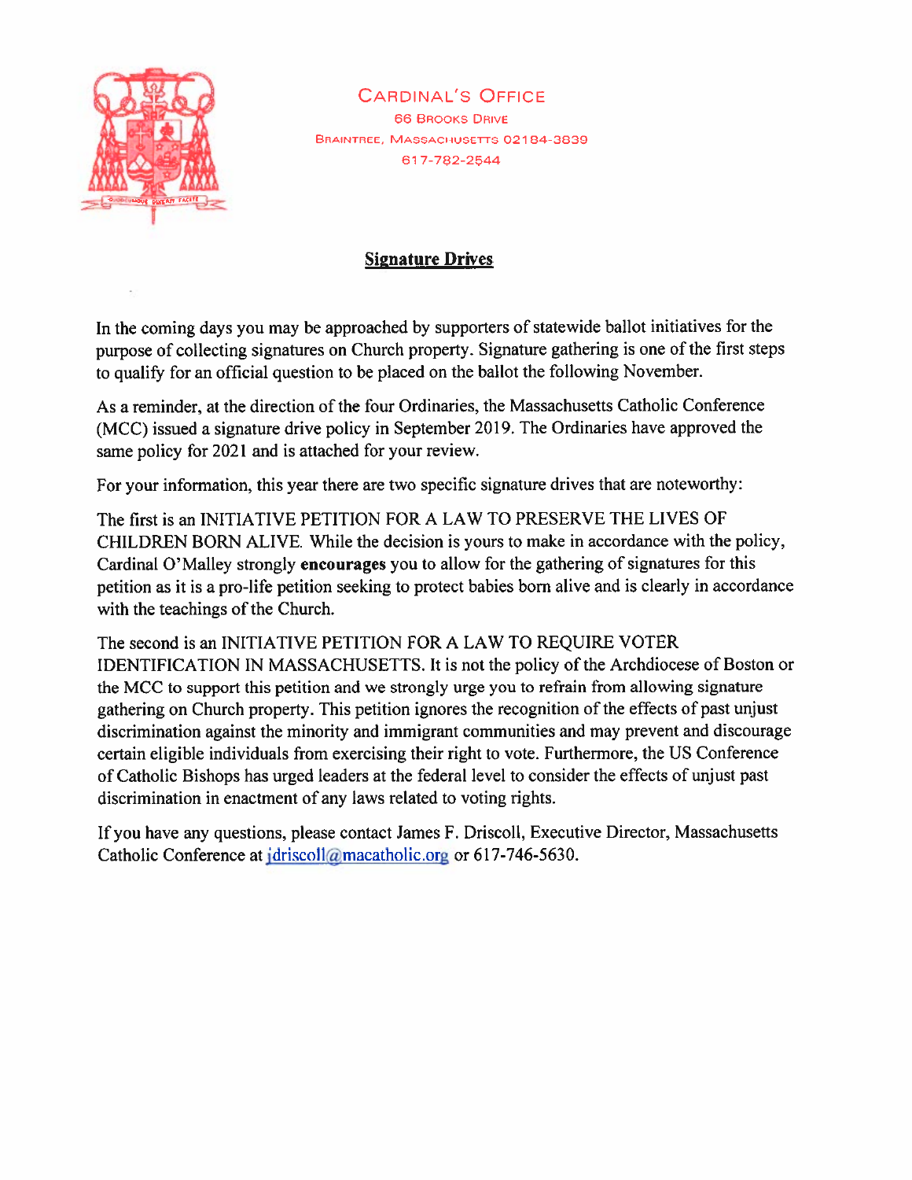CARDINAL'S OFFICE
66 BROOKS DRIVE
BRAINTREE, MASSACHUSETTS 02184-3839
617-782-2544

## Signature Drives

In the coming days you may be approached by supporters of statewide ballot initiatives for the purpose of collecting signatures on Church property. Signature gathering is one of the first steps to qualify for an official question to be placed on the ballot the following November.

As a reminder, at the direction of the four Ordinaries, the Massachusetts Catholic Conference (MCC) issued a signature drive policy in September 2019. The Ordinaries have approved the same policy for 2021 and is attached for your review.

For your information, this year there are two specific signature drives that are noteworthy:

The first is an INITIATIVE PETITION FOR A LAW TO PRESERVE THE LIVES OF CHILDREN BORN ALIVE. While the decision is yours to make in accordance with the policy, Cardinal O'Malley strongly **encourages** you to allow for the gathering of signatures for this petition as it is a pro-life petition seeking to protect babies born alive and is clearly in accordance with the teachings of the Church.

The second is an INITIATIVE PETITION FOR A LAW TO REQUIRE VOTER IDENTIFICATION IN MASSACHUSETTS. It is not the policy of the Archdiocese of Boston or the MCC to support this petition and we strongly urge you to refrain from allowing signature gathering on Church property. This petition ignores the recognition of the effects of past unjust discrimination against the minority and immigrant communities and may prevent and discourage certain eligible individuals from exercising their right to vote. Furthermore, the US Conference of Catholic Bishops has urged leaders at the federal level to consider the effects of unjust past discrimination in enactment of any laws related to voting rights.

If you have any questions, please contact James F. Driscoll, Executive Director, Massachusetts Catholic Conference at jdriscoll@macatholic.org or 617-746-5630.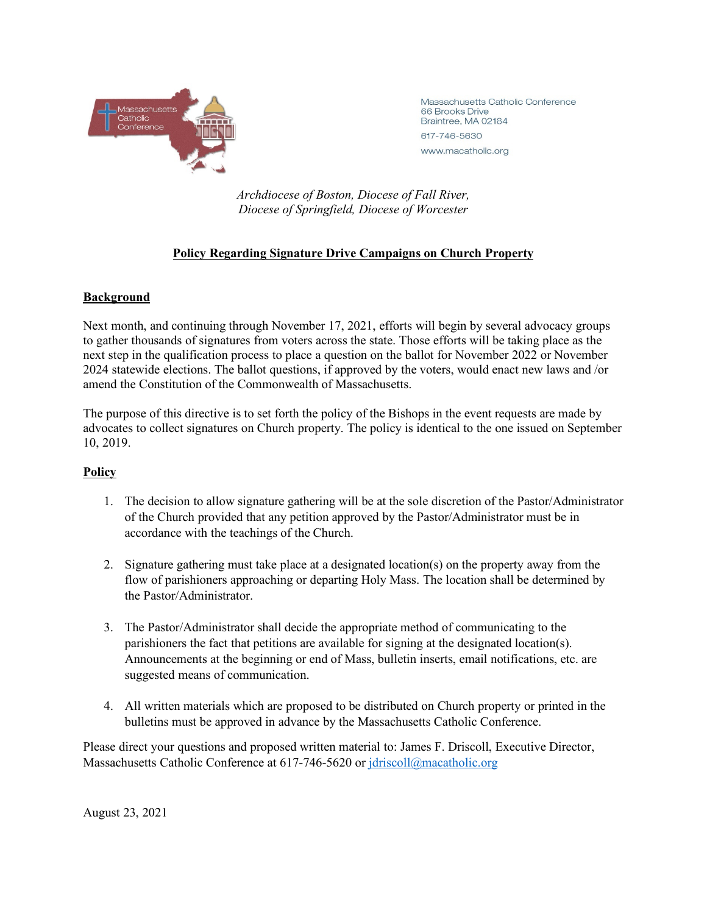Massachusetts Catholic Conference
66 Brooks Drive
Braintree, MA 02184
617-746-5630
www.macatholic.org

*Archdiocese of Boston, Diocese of Fall River,*
*Diocese of Springfield, Diocese of Worcester*

# **Policy Regarding Signature Drive Campaigns on Church Property**

## **Background**

Next month, and continuing through November 17, 2021, efforts will begin by several advocacy groups to gather thousands of signatures from voters across the state. Those efforts will be taking place as the next step in the qualification process to place a question on the ballot for November 2022 or November 2024 statewide elections. The ballot questions, if approved by the voters, would enact new laws and /or amend the Constitution of the Commonwealth of Massachusetts.

The purpose of this directive is to set forth the policy of the Bishops in the event requests are made by advocates to collect signatures on Church property. The policy is identical to the one issued on September 10, 2019.

## **Policy**

1. The decision to allow signature gathering will be at the sole discretion of the Pastor/Administrator of the Church provided that any petition approved by the Pastor/Administrator must be in accordance with the teachings of the Church.

2. Signature gathering must take place at a designated location(s) on the property away from the flow of parishioners approaching or departing Holy Mass. The location shall be determined by the Pastor/Administrator.

3. The Pastor/Administrator shall decide the appropriate method of communicating to the parishioners the fact that petitions are available for signing at the designated location(s). Announcements at the beginning or end of Mass, bulletin inserts, email notifications, etc. are suggested means of communication.

4. All written materials which are proposed to be distributed on Church property or printed in the bulletins must be approved in advance by the Massachusetts Catholic Conference.

Please direct your questions and proposed written material to: James F. Driscoll, Executive Director, Massachusetts Catholic Conference at 617-746-5620 or jdriscoll@macatholic.org

August 23, 2021